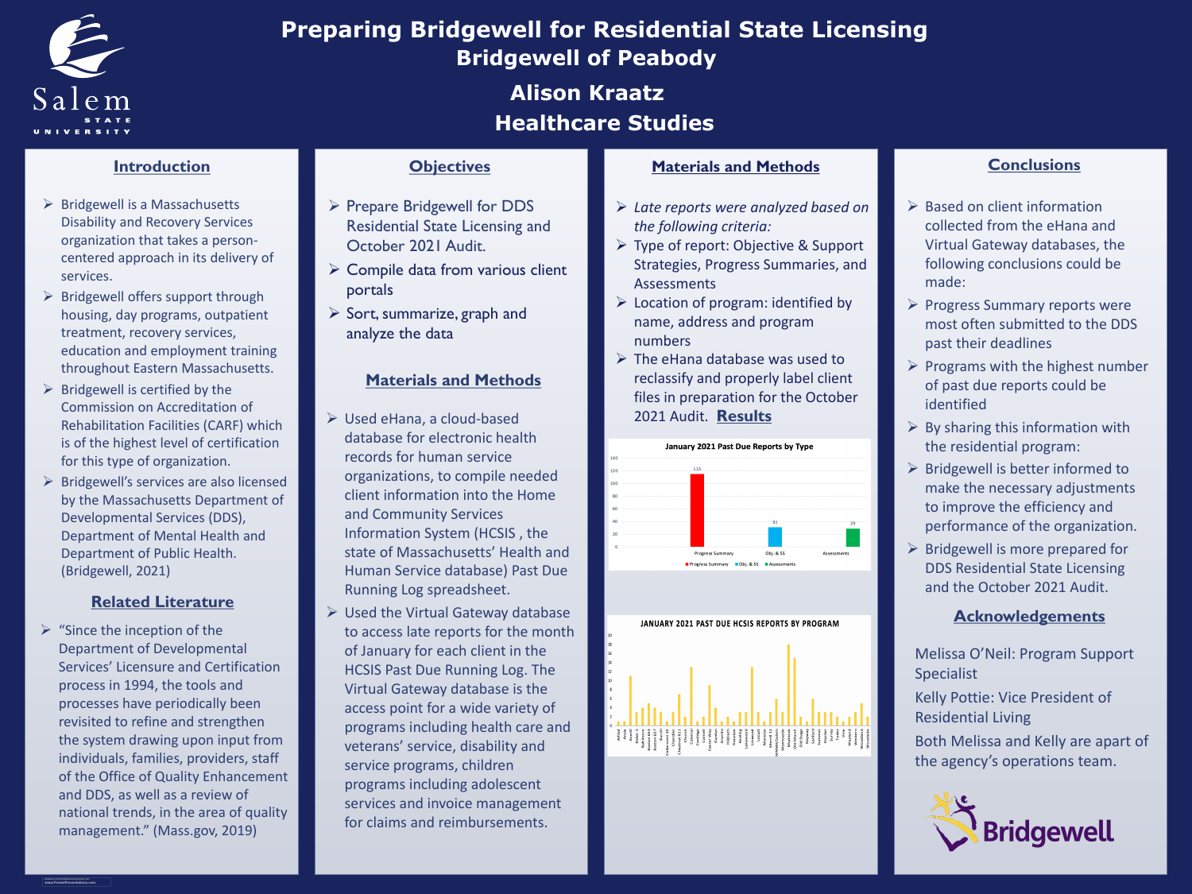# Preparing Bridgewell for Residential State Licensing

## Bridgewell of Peabody

**Alison Kraatz**

**Healthcare Studies**

## Introduction

- Bridgewell is a Massachusetts Disability and Recovery Services organization that takes a person-centered approach in its delivery of services.
- Bridgewell offers support through housing, day programs, outpatient treatment, recovery services, education and employment training throughout Eastern Massachusetts.
- Bridgewell is certified by the Commission on Accreditation of Rehabilitation Facilities (CARF) which is of the highest level of certification for this type of organization.
- Bridgewell's services are also licensed by the Massachusetts Department of Developmental Services (DDS), Department of Mental Health and Department of Public Health. (Bridgewell, 2021)

## Related Literature

- "Since the inception of the Department of Developmental Services' Licensure and Certification process in 1994, the tools and processes have periodically been revisited to refine and strengthen the system drawing upon input from individuals, families, providers, staff of the Office of Quality Enhancement and DDS, as well as a review of national trends, in the area of quality management." (Mass.gov, 2019)

## Objectives

- Prepare Bridgewell for DDS Residential State Licensing and October 2021 Audit.
- Compile data from various client portals
- Sort, summarize, graph and analyze the data

## Materials and Methods

- Used eHana, a cloud-based database for electronic health records for human service organizations, to compile needed client information into the Home and Community Services Information System (HCSIS , the state of Massachusetts' Health and Human Service database) Past Due Running Log spreadsheet.
- Used the Virtual Gateway database to access late reports for the month of January for each client in the HCSIS Past Due Running Log. The Virtual Gateway database is the access point for a wide variety of programs including health care and veterans' service, disability and service programs, children programs including adolescent services and invoice management for claims and reimbursements.

## Materials and Methods

- *Late reports were analyzed based on the following criteria:*
- Type of report: Objective & Support Strategies, Progress Summaries, and Assessments
- Location of program: identified by name, address and program numbers
- The eHana database was used to reclassify and properly label client files in preparation for the October 2021 Audit. **Results**

**January 2021 Past Due Reports by Type**

| Type | Past Due Reports |
|---|---|
| Progress Summary | 115 |
| Obj. & SS | 31 |
| Assessments | 29 |

**JANUARY 2021 PAST DUE HCSIS REPORTS BY PROGRAM**

## Conclusions

- Based on client information collected from the eHana and Virtual Gateway databases, the following conclusions could be made:
- Progress Summary reports were most often submitted to the DDS past their deadlines
- Programs with the highest number of past due reports could be identified
- By sharing this information with the residential program:
- Bridgewell is better informed to make the necessary adjustments to improve the efficiency and performance of the organization.
- Bridgewell is more prepared for DDS Residential State Licensing and the October 2021 Audit.

## Acknowledgements

Melissa O'Neil: Program Support Specialist

Kelly Pottie: Vice President of Residential Living

Both Melissa and Kelly are apart of the agency's operations team.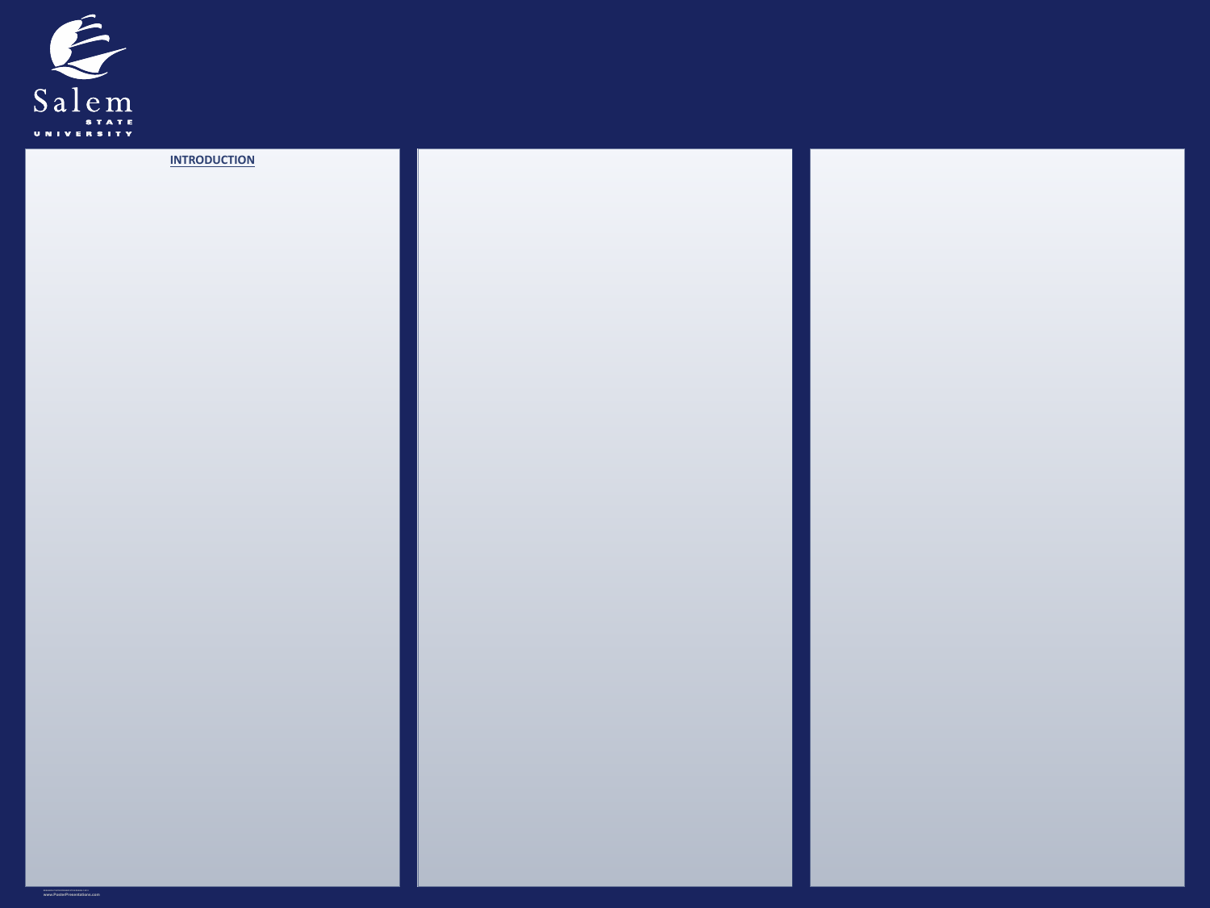Salem STATE UNIVERSITY

## INTRODUCTION

www.PosterPresentations.com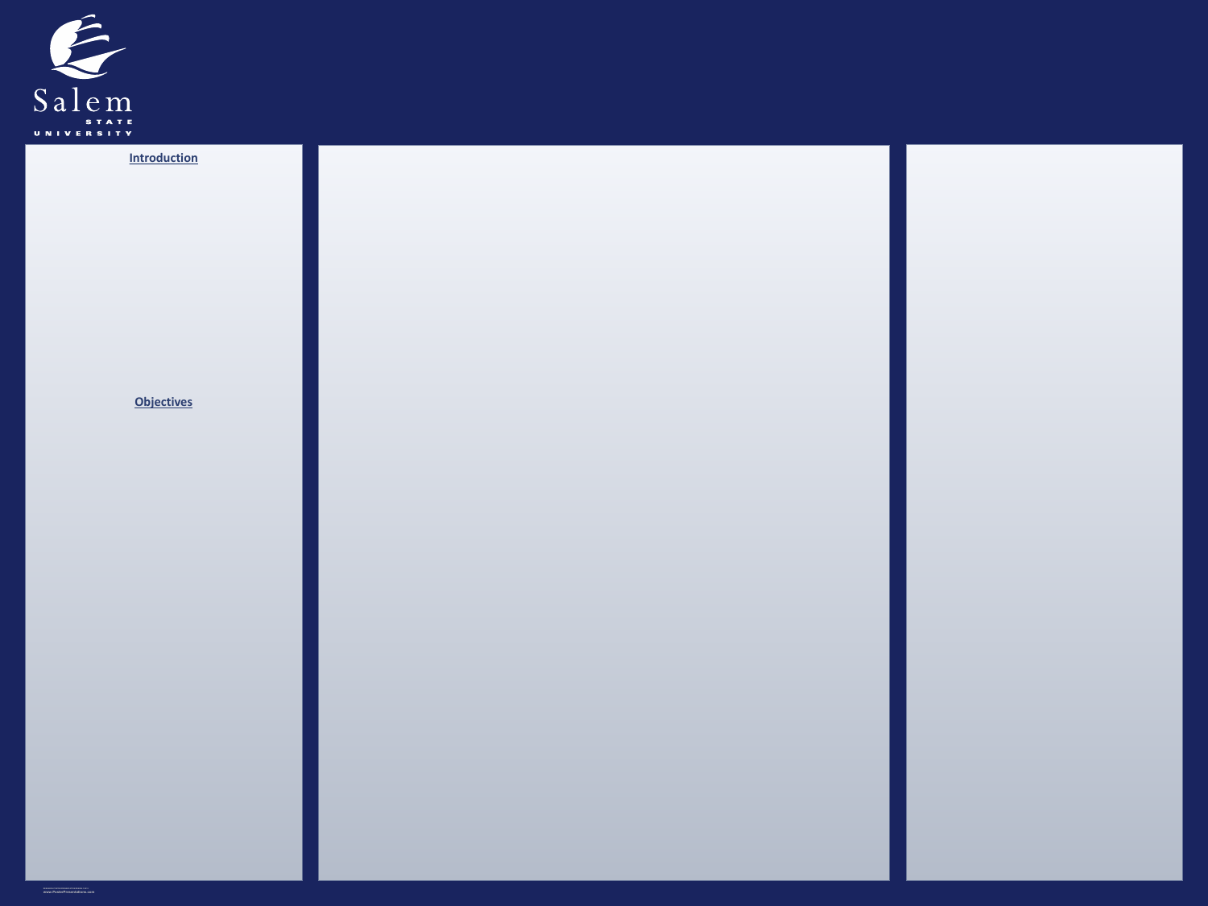Salem

STATE

UNIVERSITY

## Introduction

## Objectives